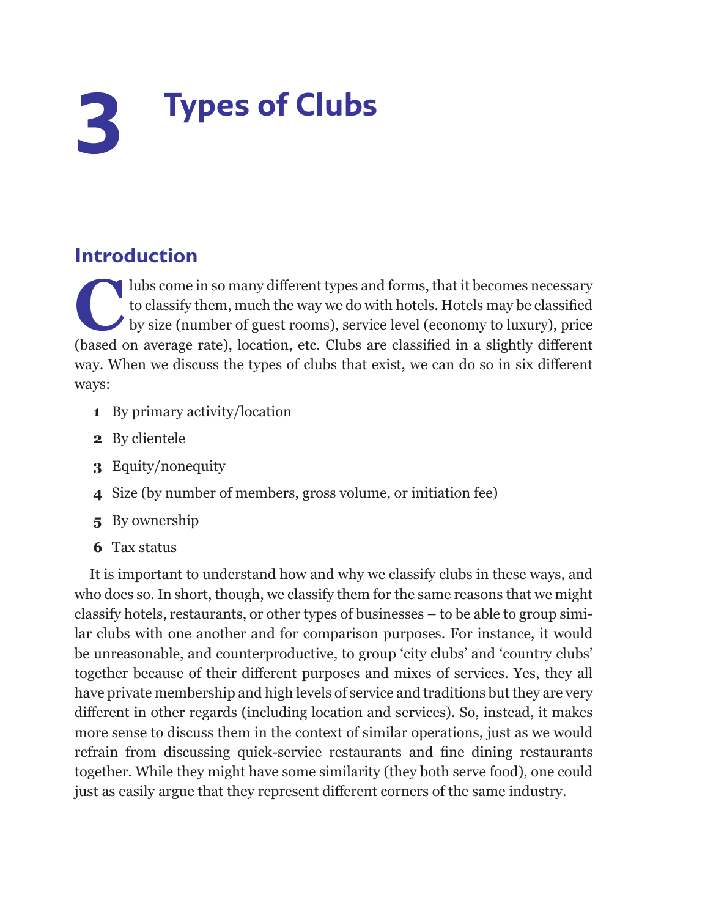# 3 Types of Clubs

## Introduction

Clubs come in so many different types and forms, that it becomes necessary to classify them, much the way we do with hotels. Hotels may be classified by size (number of guest rooms), service level (economy to luxury), price (based on average rate), location, etc. Clubs are classified in a slightly different way. When we discuss the types of clubs that exist, we can do so in six different ways:

1. By primary activity/location
2. By clientele
3. Equity/nonequity
4. Size (by number of members, gross volume, or initiation fee)
5. By ownership
6. Tax status

It is important to understand how and why we classify clubs in these ways, and who does so. In short, though, we classify them for the same reasons that we might classify hotels, restaurants, or other types of businesses – to be able to group similar clubs with one another and for comparison purposes. For instance, it would be unreasonable, and counterproductive, to group 'city clubs' and 'country clubs' together because of their different purposes and mixes of services. Yes, they all have private membership and high levels of service and traditions but they are very different in other regards (including location and services). So, instead, it makes more sense to discuss them in the context of similar operations, just as we would refrain from discussing quick-service restaurants and fine dining restaurants together. While they might have some similarity (they both serve food), one could just as easily argue that they represent different corners of the same industry.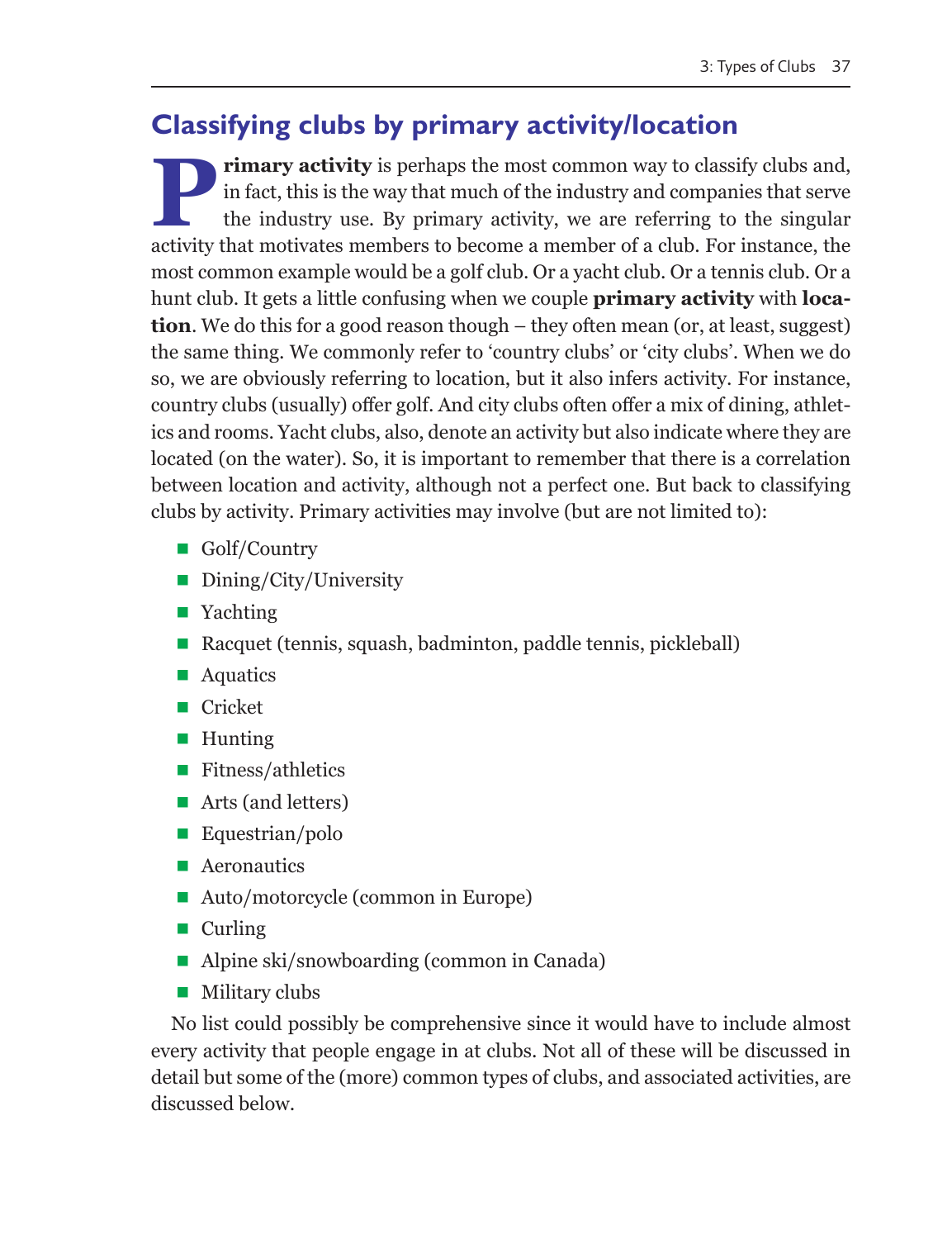## Classifying clubs by primary activity/location

**Primary activity** is perhaps the most common way to classify clubs and, in fact, this is the way that much of the industry and companies that serve the industry use. By primary activity, we are referring to the singular activity that motivates members to become a member of a club. For instance, the most common example would be a golf club. Or a yacht club. Or a tennis club. Or a hunt club. It gets a little confusing when we couple **primary activity** with **location**. We do this for a good reason though – they often mean (or, at least, suggest) the same thing. We commonly refer to 'country clubs' or 'city clubs'. When we do so, we are obviously referring to location, but it also infers activity. For instance, country clubs (usually) offer golf. And city clubs often offer a mix of dining, athletics and rooms. Yacht clubs, also, denote an activity but also indicate where they are located (on the water). So, it is important to remember that there is a correlation between location and activity, although not a perfect one. But back to classifying clubs by activity. Primary activities may involve (but are not limited to):

- Golf/Country
- Dining/City/University
- Yachting
- Racquet (tennis, squash, badminton, paddle tennis, pickleball)
- Aquatics
- Cricket
- Hunting
- Fitness/athletics
- Arts (and letters)
- Equestrian/polo
- Aeronautics
- Auto/motorcycle (common in Europe)
- Curling
- Alpine ski/snowboarding (common in Canada)
- Military clubs

No list could possibly be comprehensive since it would have to include almost every activity that people engage in at clubs. Not all of these will be discussed in detail but some of the (more) common types of clubs, and associated activities, are discussed below.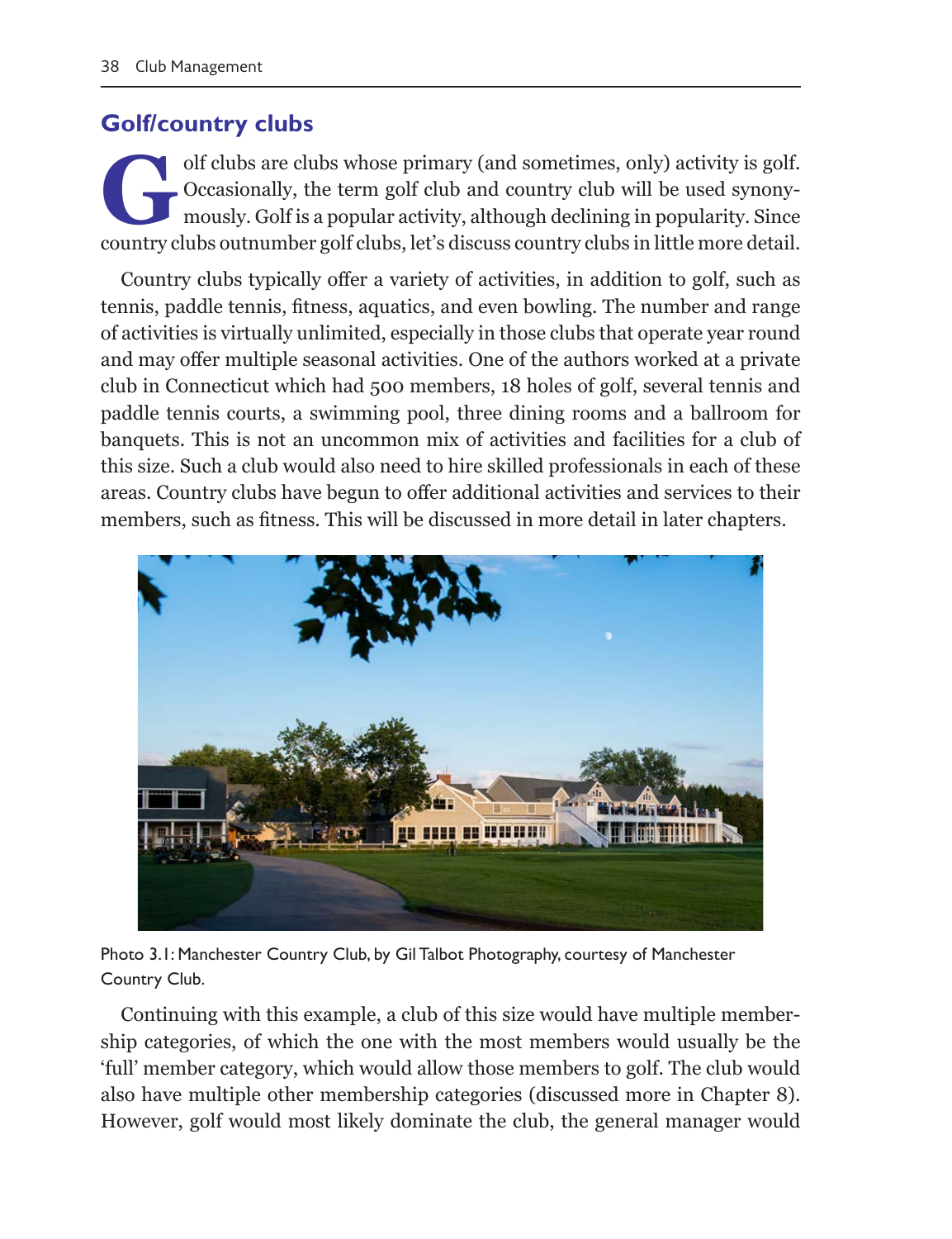## Golf/country clubs

Golf clubs are clubs whose primary (and sometimes, only) activity is golf. Occasionally, the term golf club and country club will be used synonymously. Golf is a popular activity, although declining in popularity. Since country clubs outnumber golf clubs, let's discuss country clubs in little more detail.

Country clubs typically offer a variety of activities, in addition to golf, such as tennis, paddle tennis, fitness, aquatics, and even bowling. The number and range of activities is virtually unlimited, especially in those clubs that operate year round and may offer multiple seasonal activities. One of the authors worked at a private club in Connecticut which had 500 members, 18 holes of golf, several tennis and paddle tennis courts, a swimming pool, three dining rooms and a ballroom for banquets. This is not an uncommon mix of activities and facilities for a club of this size. Such a club would also need to hire skilled professionals in each of these areas. Country clubs have begun to offer additional activities and services to their members, such as fitness. This will be discussed in more detail in later chapters.

Photo 3.1: Manchester Country Club, by Gil Talbot Photography, courtesy of Manchester Country Club.

Continuing with this example, a club of this size would have multiple membership categories, of which the one with the most members would usually be the 'full' member category, which would allow those members to golf. The club would also have multiple other membership categories (discussed more in Chapter 8). However, golf would most likely dominate the club, the general manager would